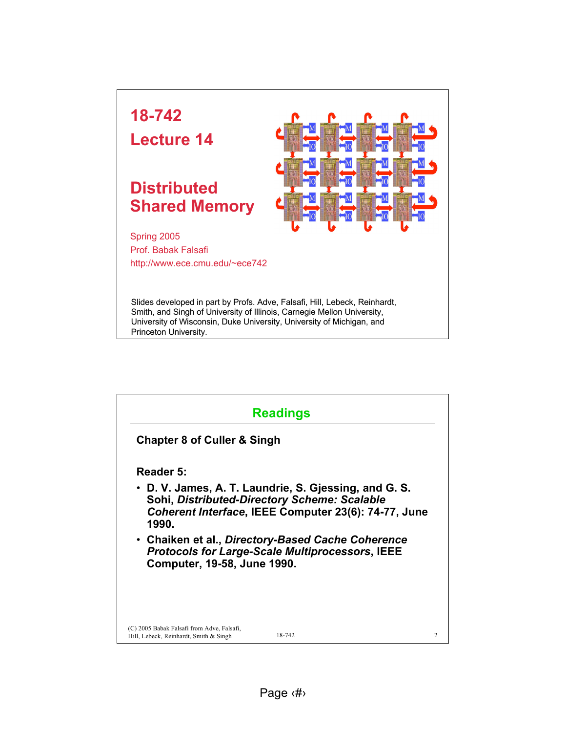# 18-742

# Lecture 14

# Distributed Shared Memory

Spring 2005
Prof. Babak Falsafi
http://www.ece.cmu.edu/~ece742

Slides developed in part by Profs. Adve, Falsafi, Hill, Lebeck, Reinhardt, Smith, and Singh of University of Illinois, Carnegie Mellon University, University of Wisconsin, Duke University, University of Michigan, and Princeton University.

## Readings

**Chapter 8 of Culler & Singh**

**Reader 5:**

- **D. V. James, A. T. Laundrie, S. Gjessing, and G. S. Sohi, *Distributed-Directory Scheme: Scalable Coherent Interface*, IEEE Computer 23(6): 74-77, June 1990.**
- **Chaiken et al., *Directory-Based Cache Coherence Protocols for Large-Scale Multiprocessors*, IEEE Computer, 19-58, June 1990.**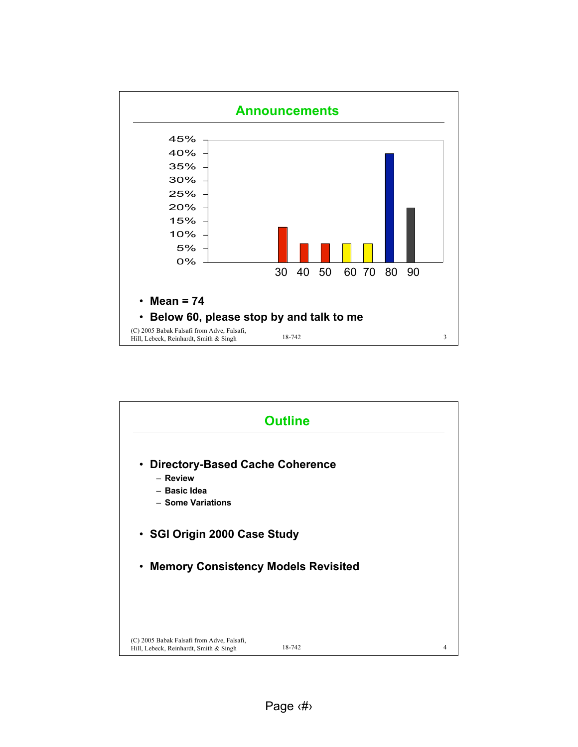## Announcements

| Score | Percentage |
|---|---|
| 30 | ~13% |
| 40 | ~7% |
| 50 | ~7% |
| 60 | ~7% |
| 70 | ~7% |
| 80 | ~40% |
| 90 | ~20% |

- **Mean = 74**
- **Below 60, please stop by and talk to me**

## Outline

- **Directory-Based Cache Coherence**
  - **Review**
  - **Basic Idea**
  - **Some Variations**
- **SGI Origin 2000 Case Study**
- **Memory Consistency Models Revisited**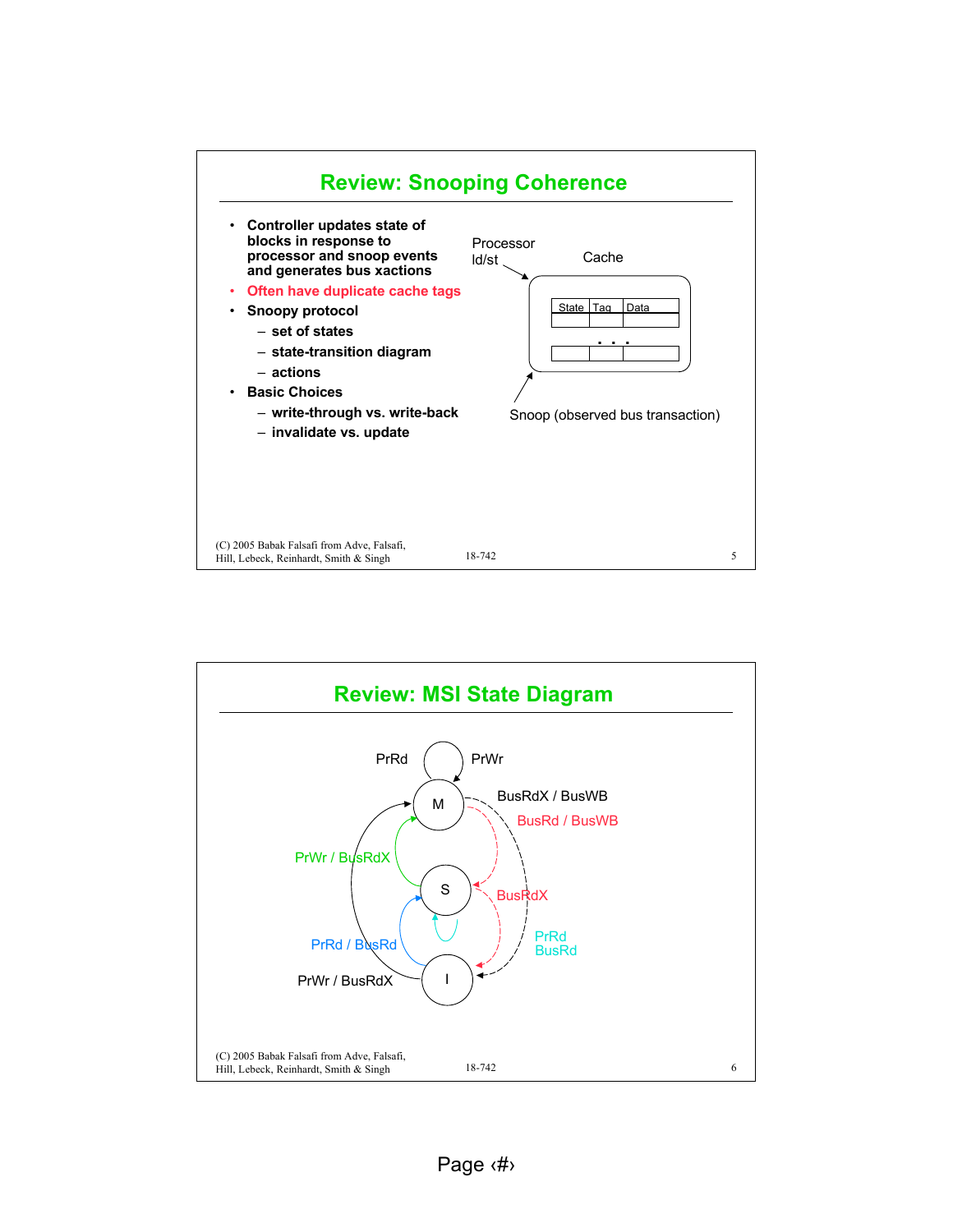## Review: Snooping Coherence

- Controller updates state of blocks in response to processor and snoop events and generates bus xactions
- Often have duplicate cache tags
- Snoopy protocol
  - set of states
  - state-transition diagram
  - actions
- Basic Choices
  - write-through vs. write-back
  - invalidate vs. update

Processor ld/st

Cache

| State | Tag | Data |
|---|---|---|
| | | |
| . . . | | |
| | | |

Snoop (observed bus transaction)

(C) 2005 Babak Falsafi from Adve, Falsafi, Hill, Lebeck, Reinhardt, Smith & Singh

## Review: MSI State Diagram

PrRd PrWr

M

BusRdX / BusWB

BusRd / BusWB

PrWr / BusRdX

S

BusRdX

PrRd / BusRd

PrRd BusRd

PrWr / BusRdX

I

(C) 2005 Babak Falsafi from Adve, Falsafi, Hill, Lebeck, Reinhardt, Smith & Singh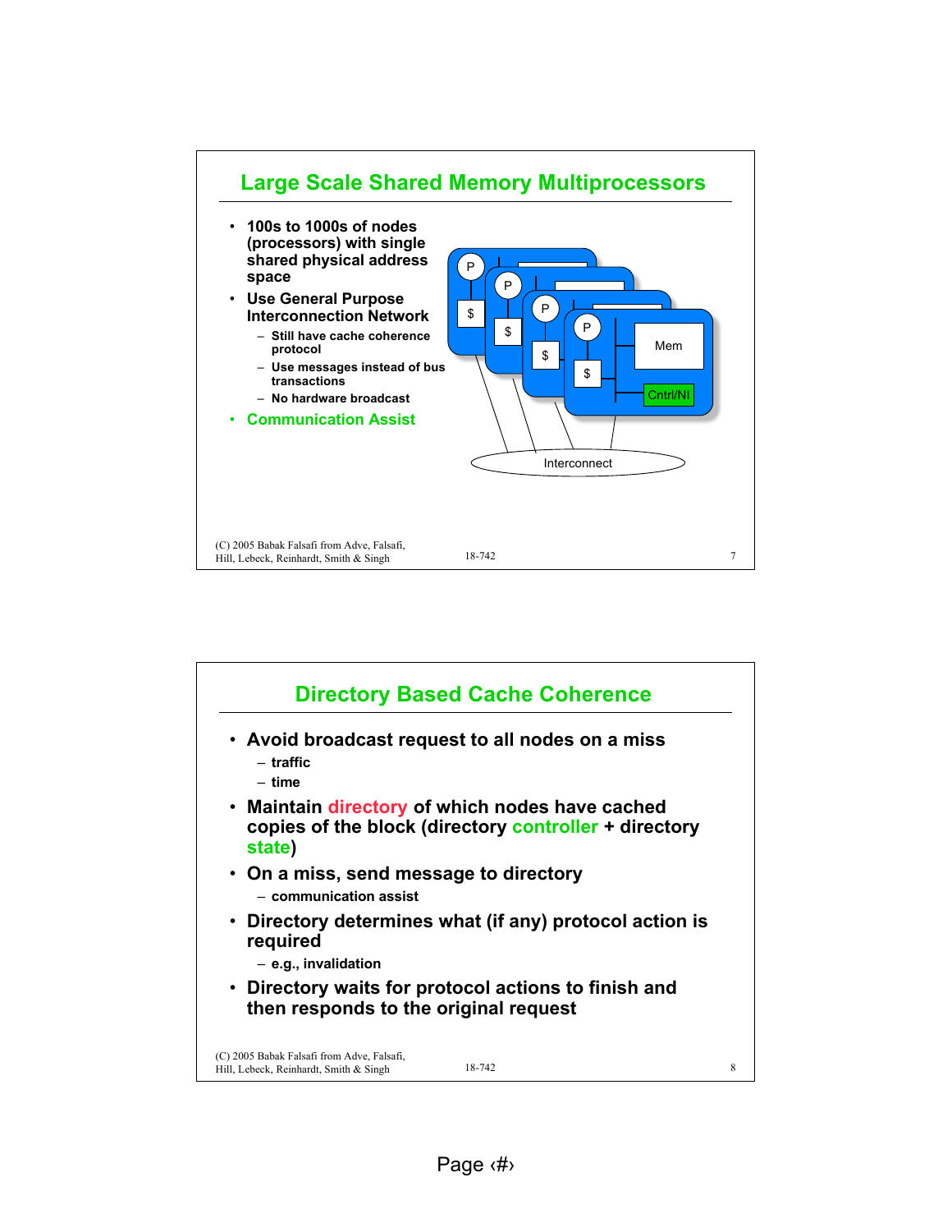## Large Scale Shared Memory Multiprocessors

- 100s to 1000s of nodes (processors) with single shared physical address space
- Use General Purpose Interconnection Network
  - Still have cache coherence protocol
  - Use messages instead of bus transactions
  - No hardware broadcast
- Communication Assist

P $ Mem Cntrl/NI Interconnect

(C) 2005 Babak Falsafi from Adve, Falsafi, Hill, Lebeck, Reinhardt, Smith & Singh

## Directory Based Cache Coherence

- Avoid broadcast request to all nodes on a miss
  - traffic
  - time
- Maintain directory of which nodes have cached copies of the block (directory controller + directory state)
- On a miss, send message to directory
  - communication assist
- Directory determines what (if any) protocol action is required
  - e.g., invalidation
- Directory waits for protocol actions to finish and then responds to the original request

(C) 2005 Babak Falsafi from Adve, Falsafi, Hill, Lebeck, Reinhardt, Smith & Singh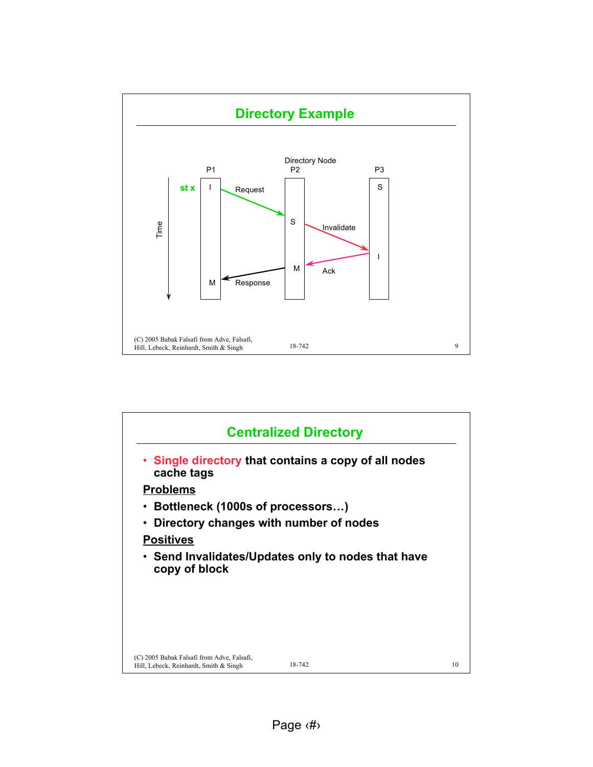## Directory Example

Directory Node

P1 P2 P3

Time

st x

I — Request → S — Invalidate → I

Ack ← M

M ← Response

## Centralized Directory

- **Single directory that contains a copy of all nodes cache tags**

**Problems**

- **Bottleneck (1000s of processors…)**
- **Directory changes with number of nodes**

**Positives**

- **Send Invalidates/Updates only to nodes that have copy of block**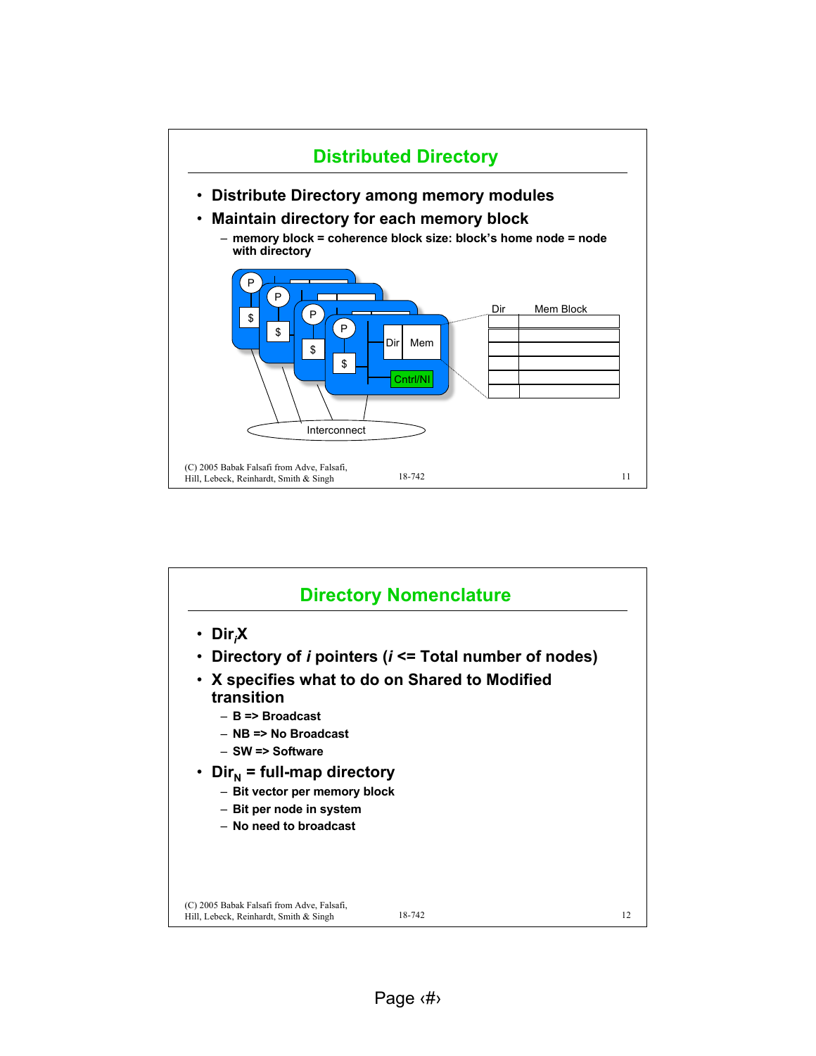## Distributed Directory

- **Distribute Directory among memory modules**
- **Maintain directory for each memory block**
  - **memory block = coherence block size: block's home node = node with directory**

## Directory Nomenclature

- **$Dir_iX$**
- **Directory of $i$ pointers ($i$ <= Total number of nodes)**
- **X specifies what to do on Shared to Modified transition**
  - **B => Broadcast**
  - **NB => No Broadcast**
  - **SW => Software**
- **$Dir_N$ = full-map directory**
  - **Bit vector per memory block**
  - **Bit per node in system**
  - **No need to broadcast**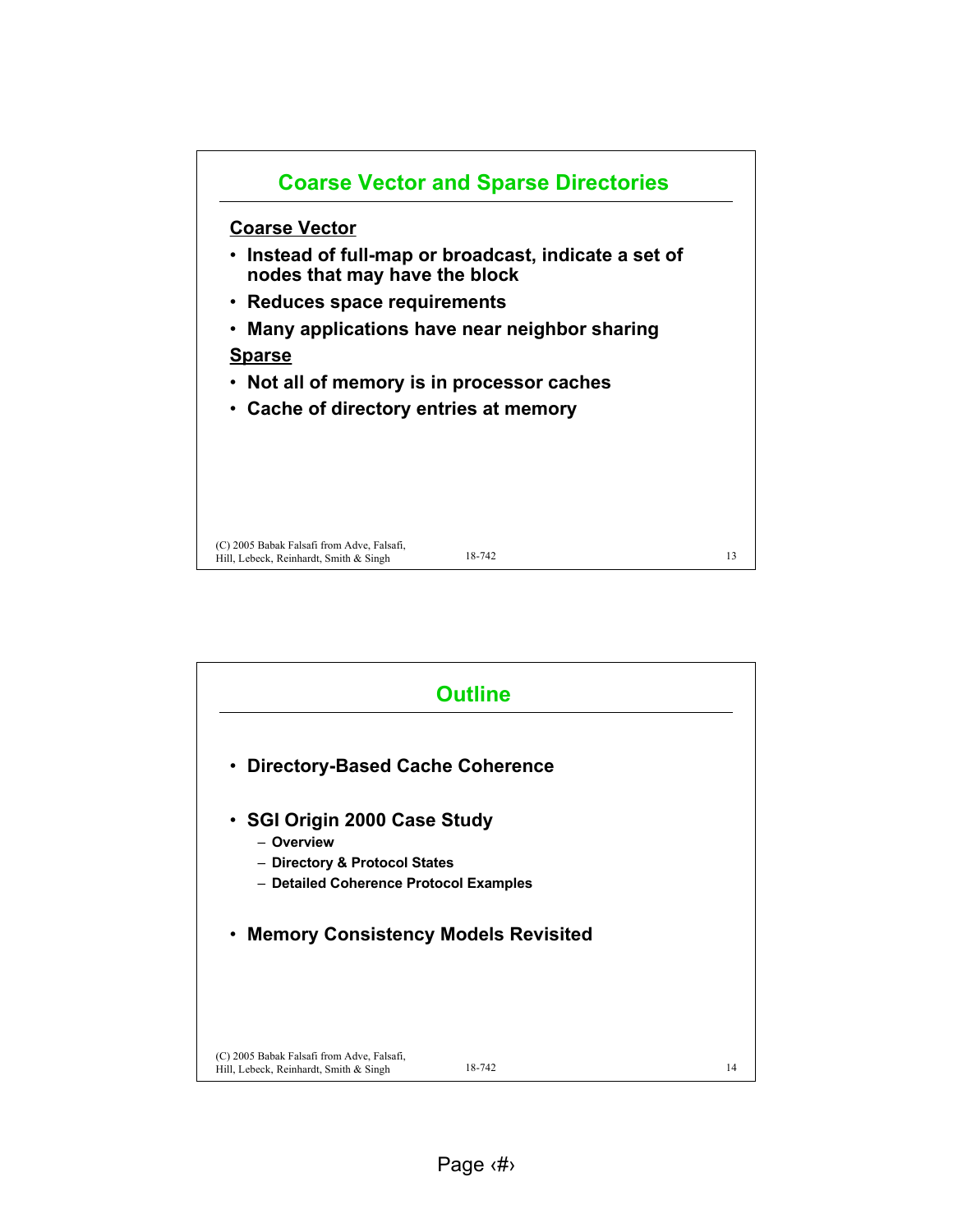## Coarse Vector and Sparse Directories

**Coarse Vector**

- **Instead of full-map or broadcast, indicate a set of nodes that may have the block**
- **Reduces space requirements**
- **Many applications have near neighbor sharing**

**Sparse**

- **Not all of memory is in processor caches**
- **Cache of directory entries at memory**

## Outline

- **Directory-Based Cache Coherence**
- **SGI Origin 2000 Case Study**
  - **Overview**
  - **Directory & Protocol States**
  - **Detailed Coherence Protocol Examples**
- **Memory Consistency Models Revisited**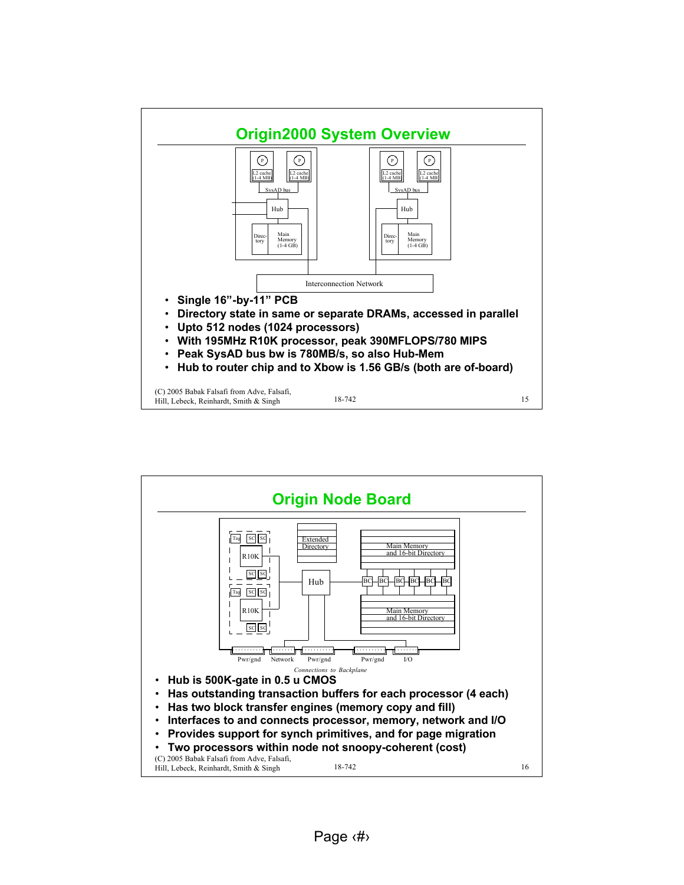## Origin2000 System Overview

- Single 16”-by-11” PCB
- Directory state in same or separate DRAMs, accessed in parallel
- Upto 512 nodes (1024 processors)
- With 195MHz R10K processor, peak 390MFLOPS/780 MIPS
- Peak SysAD bus bw is 780MB/s, so also Hub-Mem
- Hub to router chip and to Xbow is 1.56 GB/s (both are of-board)

## Origin Node Board

*Connections to Backplane*

- Hub is 500K-gate in 0.5 u CMOS
- Has outstanding transaction buffers for each processor (4 each)
- Has two block transfer engines (memory copy and fill)
- Interfaces to and connects processor, memory, network and I/O
- Provides support for synch primitives, and for page migration
- Two processors within node not snoopy-coherent (cost)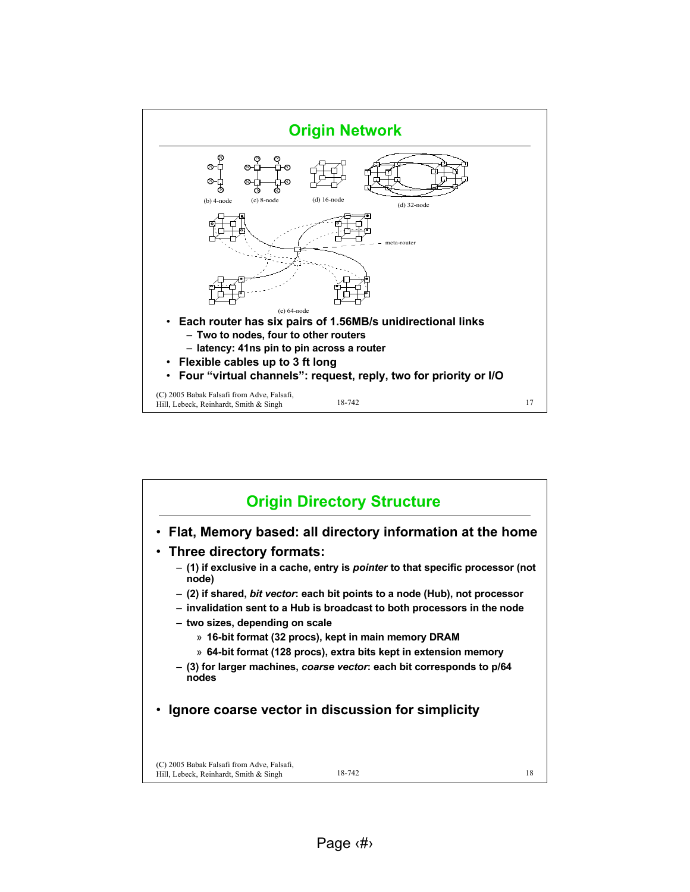## Origin Network

(b) 4-node (c) 8-node (d) 16-node (d) 32-node

meta-router

(e) 64-node

- **Each router has six pairs of 1.56MB/s unidirectional links**
  - **Two to nodes, four to other routers**
  - **latency: 41ns pin to pin across a router**
- **Flexible cables up to 3 ft long**
- **Four "virtual channels": request, reply, two for priority or I/O**

## Origin Directory Structure

- **Flat, Memory based: all directory information at the home**
- **Three directory formats:**
  - **(1) if exclusive in a cache, entry is *pointer* to that specific processor (not node)**
  - **(2) if shared, *bit vector*: each bit points to a node (Hub), not processor**
  - **invalidation sent to a Hub is broadcast to both processors in the node**
  - **two sizes, depending on scale**
    - **16-bit format (32 procs), kept in main memory DRAM**
    - **64-bit format (128 procs), extra bits kept in extension memory**
  - **(3) for larger machines, *coarse vector*: each bit corresponds to p/64 nodes**
- **Ignore coarse vector in discussion for simplicity**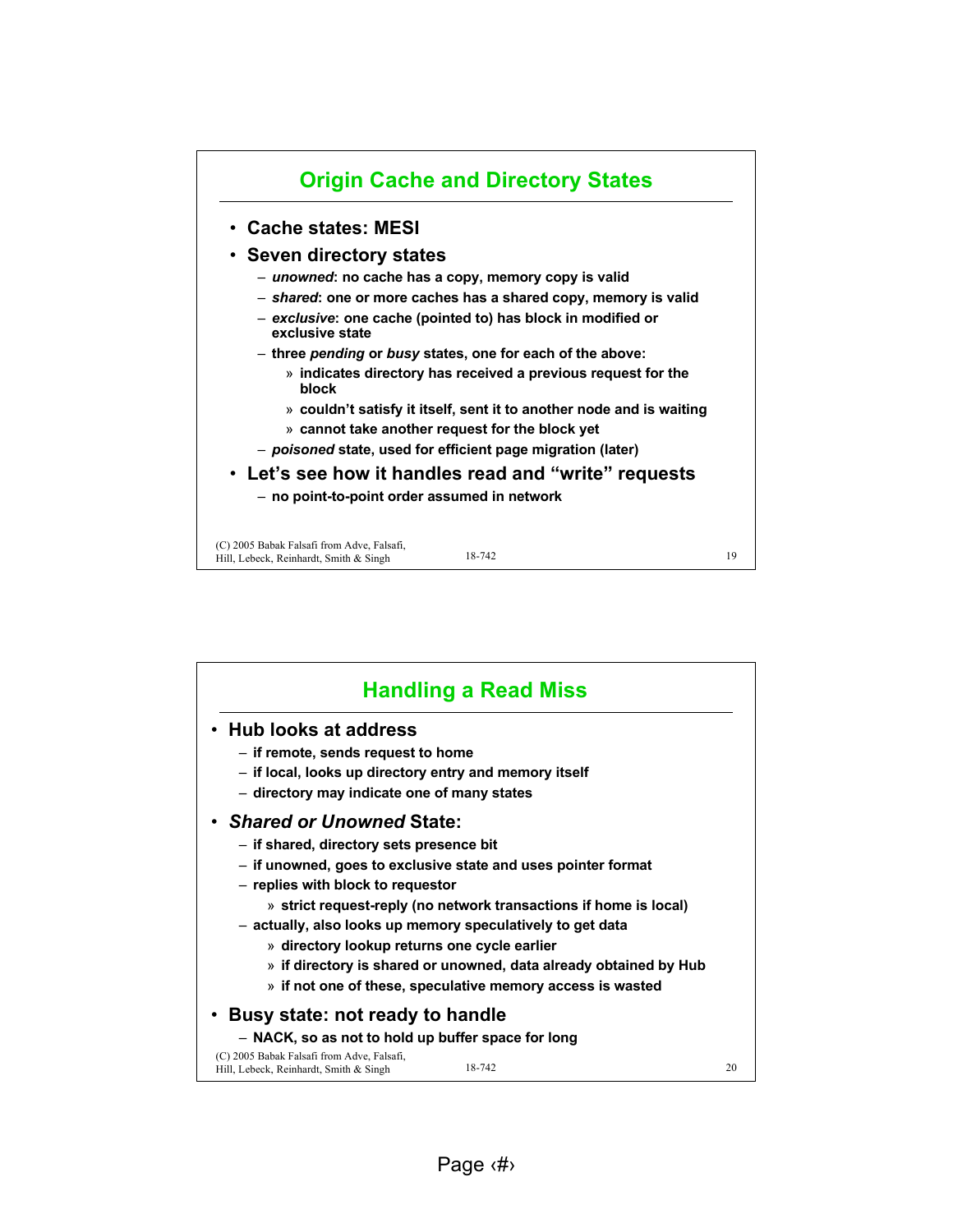## Origin Cache and Directory States

- **Cache states: MESI**
- **Seven directory states**
  - ***unowned*: no cache has a copy, memory copy is valid**
  - ***shared*: one or more caches has a shared copy, memory is valid**
  - ***exclusive*: one cache (pointed to) has block in modified or exclusive state**
  - **three *pending* or *busy* states, one for each of the above:**
    - **indicates directory has received a previous request for the block**
    - **couldn't satisfy it itself, sent it to another node and is waiting**
    - **cannot take another request for the block yet**
  - ***poisoned* state, used for efficient page migration (later)**
- **Let's see how it handles read and "write" requests**
  - **no point-to-point order assumed in network**

## Handling a Read Miss

- **Hub looks at address**
  - **if remote, sends request to home**
  - **if local, looks up directory entry and memory itself**
  - **directory may indicate one of many states**
- ***Shared or Unowned* State:**
  - **if shared, directory sets presence bit**
  - **if unowned, goes to exclusive state and uses pointer format**
  - **replies with block to requestor**
    - **strict request-reply (no network transactions if home is local)**
  - **actually, also looks up memory speculatively to get data**
    - **directory lookup returns one cycle earlier**
    - **if directory is shared or unowned, data already obtained by Hub**
    - **if not one of these, speculative memory access is wasted**
- **Busy state: not ready to handle**
  - **NACK, so as not to hold up buffer space for long**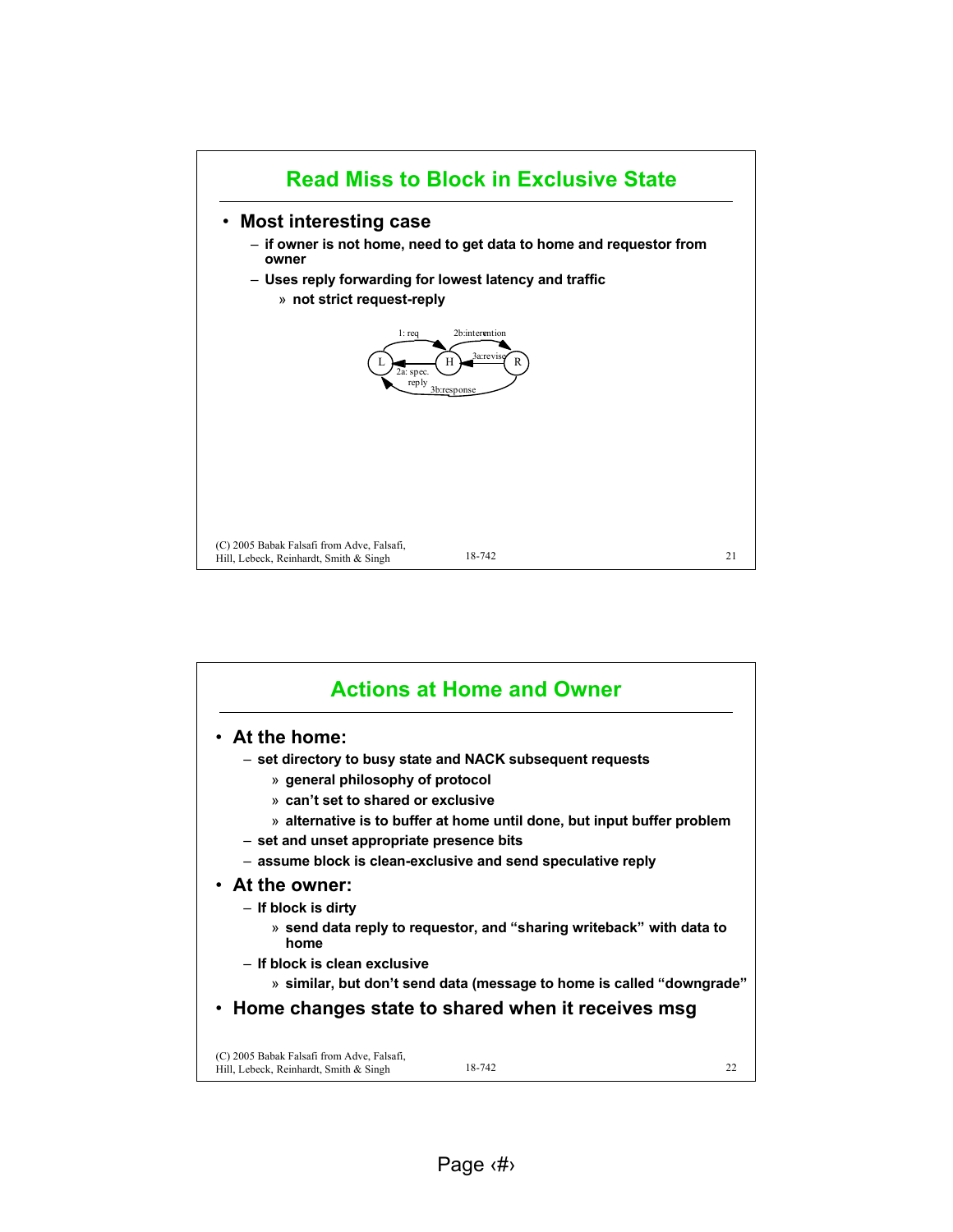## Read Miss to Block in Exclusive State

- **Most interesting case**
  - if owner is not home, need to get data to home and requestor from owner
  - Uses reply forwarding for lowest latency and traffic
    - » not strict request-reply

## Actions at Home and Owner

- **At the home:**
  - set directory to busy state and NACK subsequent requests
    - » general philosophy of protocol
    - » can't set to shared or exclusive
    - » alternative is to buffer at home until done, but input buffer problem
  - set and unset appropriate presence bits
  - assume block is clean-exclusive and send speculative reply
- **At the owner:**
  - If block is dirty
    - » send data reply to requestor, and "sharing writeback" with data to home
  - If block is clean exclusive
    - » similar, but don't send data (message to home is called "downgrade"
- **Home changes state to shared when it receives msg**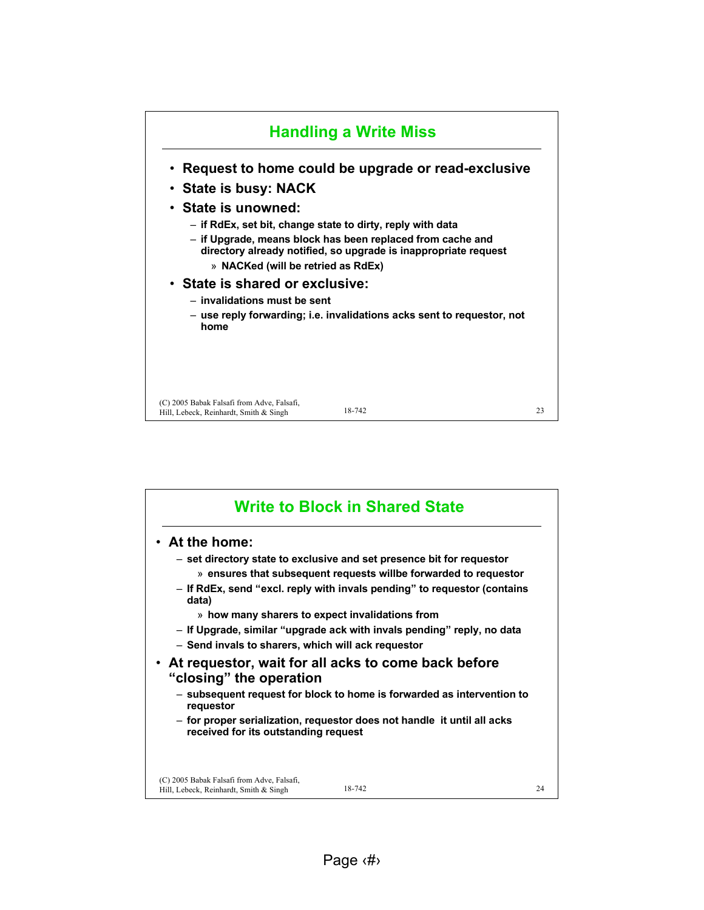## Handling a Write Miss

- **Request to home could be upgrade or read-exclusive**
- **State is busy: NACK**
- **State is unowned:**
  - if RdEx, set bit, change state to dirty, reply with data
  - if Upgrade, means block has been replaced from cache and directory already notified, so upgrade is inappropriate request
    - » NACKed (will be retried as RdEx)
- **State is shared or exclusive:**
  - invalidations must be sent
  - use reply forwarding; i.e. invalidations acks sent to requestor, not home

## Write to Block in Shared State

- **At the home:**
  - set directory state to exclusive and set presence bit for requestor
    - » ensures that subsequent requests willbe forwarded to requestor
  - If RdEx, send "excl. reply with invals pending" to requestor (contains data)
    - » how many sharers to expect invalidations from
  - If Upgrade, similar "upgrade ack with invals pending" reply, no data
  - Send invals to sharers, which will ack requestor
- **At requestor, wait for all acks to come back before "closing" the operation**
  - subsequent request for block to home is forwarded as intervention to requestor
  - for proper serialization, requestor does not handle it until all acks received for its outstanding request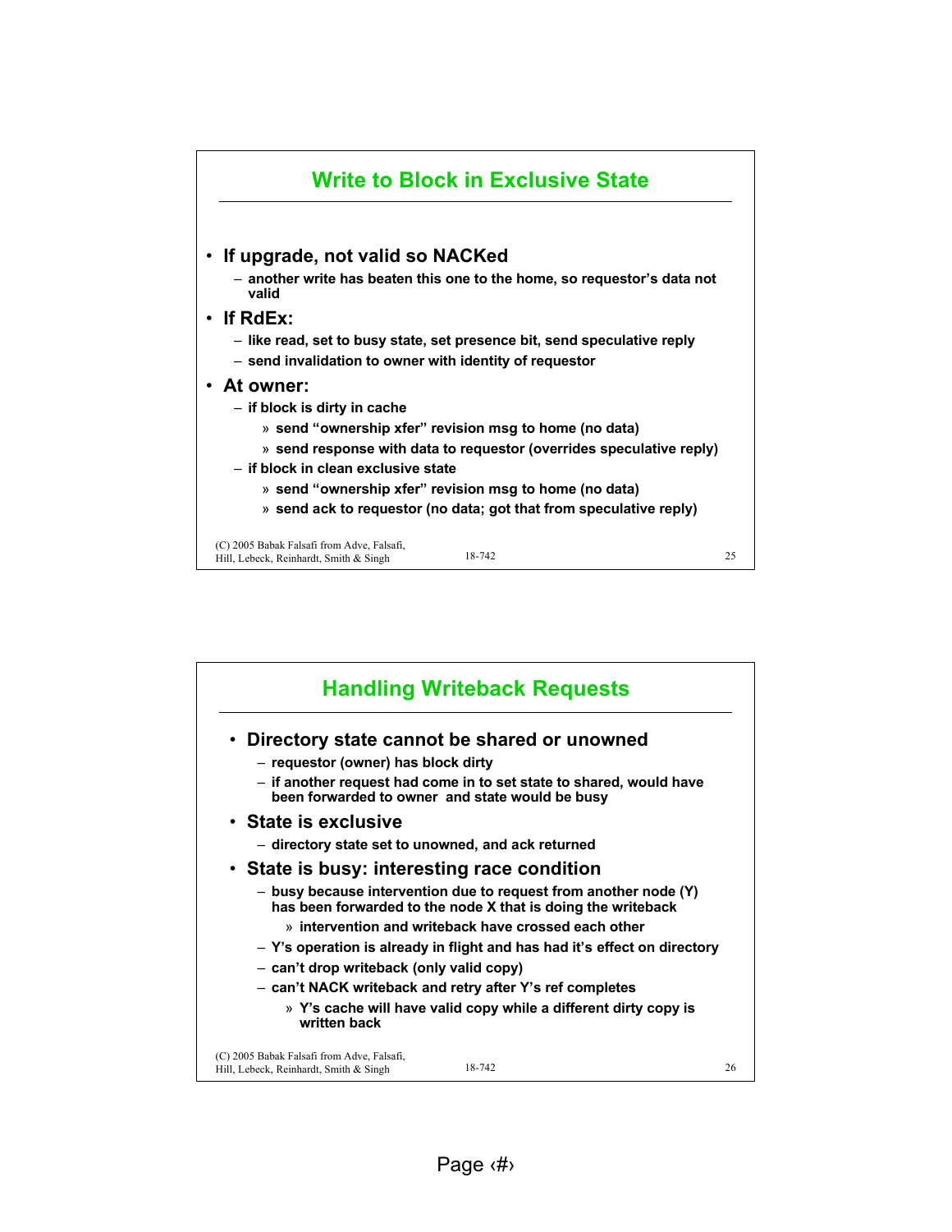## Write to Block in Exclusive State

- **If upgrade, not valid so NACKed**
  - another write has beaten this one to the home, so requestor's data not valid
- **If RdEx:**
  - like read, set to busy state, set presence bit, send speculative reply
  - send invalidation to owner with identity of requestor
- **At owner:**
  - if block is dirty in cache
    - » send "ownership xfer" revision msg to home (no data)
    - » send response with data to requestor (overrides speculative reply)
  - if block in clean exclusive state
    - » send "ownership xfer" revision msg to home (no data)
    - » send ack to requestor (no data; got that from speculative reply)

(C) 2005 Babak Falsafi from Adve, Falsafi, Hill, Lebeck, Reinhardt, Smith & Singh

## Handling Writeback Requests

- **Directory state cannot be shared or unowned**
  - requestor (owner) has block dirty
  - if another request had come in to set state to shared, would have been forwarded to owner and state would be busy
- **State is exclusive**
  - directory state set to unowned, and ack returned
- **State is busy: interesting race condition**
  - busy because intervention due to request from another node (Y) has been forwarded to the node X that is doing the writeback
    - » intervention and writeback have crossed each other
  - Y's operation is already in flight and has had it's effect on directory
  - can't drop writeback (only valid copy)
  - can't NACK writeback and retry after Y's ref completes
    - » Y's cache will have valid copy while a different dirty copy is written back

(C) 2005 Babak Falsafi from Adve, Falsafi, Hill, Lebeck, Reinhardt, Smith & Singh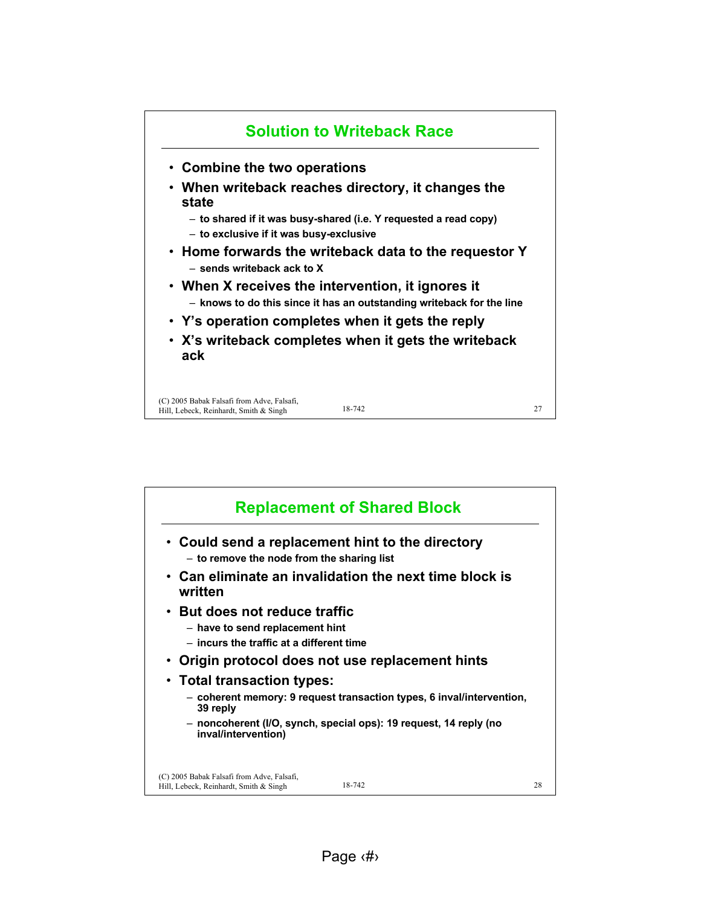## Solution to Writeback Race

- **Combine the two operations**
- **When writeback reaches directory, it changes the state**
  - to shared if it was busy-shared (i.e. Y requested a read copy)
  - to exclusive if it was busy-exclusive
- **Home forwards the writeback data to the requestor Y**
  - sends writeback ack to X
- **When X receives the intervention, it ignores it**
  - knows to do this since it has an outstanding writeback for the line
- **Y's operation completes when it gets the reply**
- **X's writeback completes when it gets the writeback ack**

## Replacement of Shared Block

- **Could send a replacement hint to the directory**
  - to remove the node from the sharing list
- **Can eliminate an invalidation the next time block is written**
- **But does not reduce traffic**
  - have to send replacement hint
  - incurs the traffic at a different time
- **Origin protocol does not use replacement hints**
- **Total transaction types:**
  - coherent memory: 9 request transaction types, 6 inval/intervention, 39 reply
  - noncoherent (I/O, synch, special ops): 19 request, 14 reply (no inval/intervention)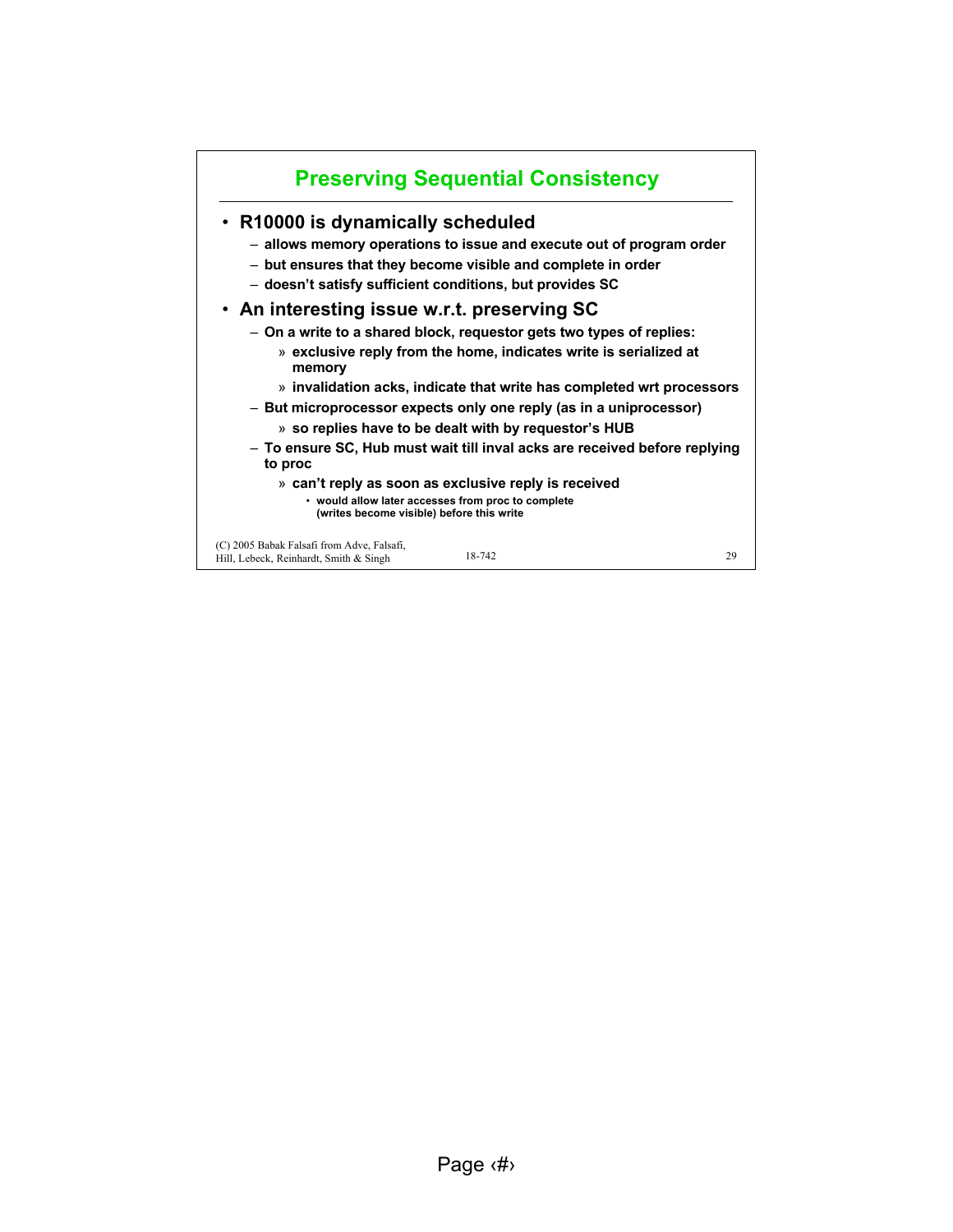# Preserving Sequential Consistency

- **R10000 is dynamically scheduled**
  - allows memory operations to issue and execute out of program order
  - but ensures that they become visible and complete in order
  - doesn't satisfy sufficient conditions, but provides SC
- **An interesting issue w.r.t. preserving SC**
  - On a write to a shared block, requestor gets two types of replies:
    - exclusive reply from the home, indicates write is serialized at memory
    - invalidation acks, indicate that write has completed wrt processors
  - But microprocessor expects only one reply (as in a uniprocessor)
    - so replies have to be dealt with by requestor's HUB
  - To ensure SC, Hub must wait till inval acks are received before replying to proc
    - can't reply as soon as exclusive reply is received
      - would allow later accesses from proc to complete (writes become visible) before this write